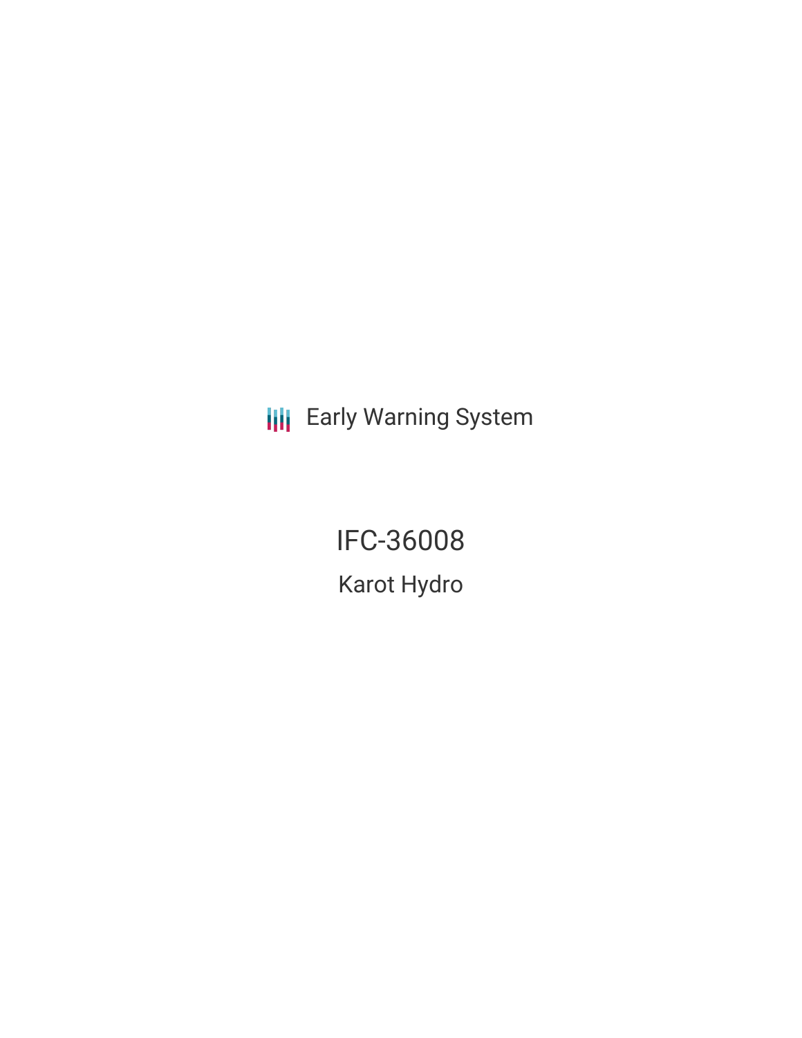Early Warning System

# IFC-36008

## Karot Hydro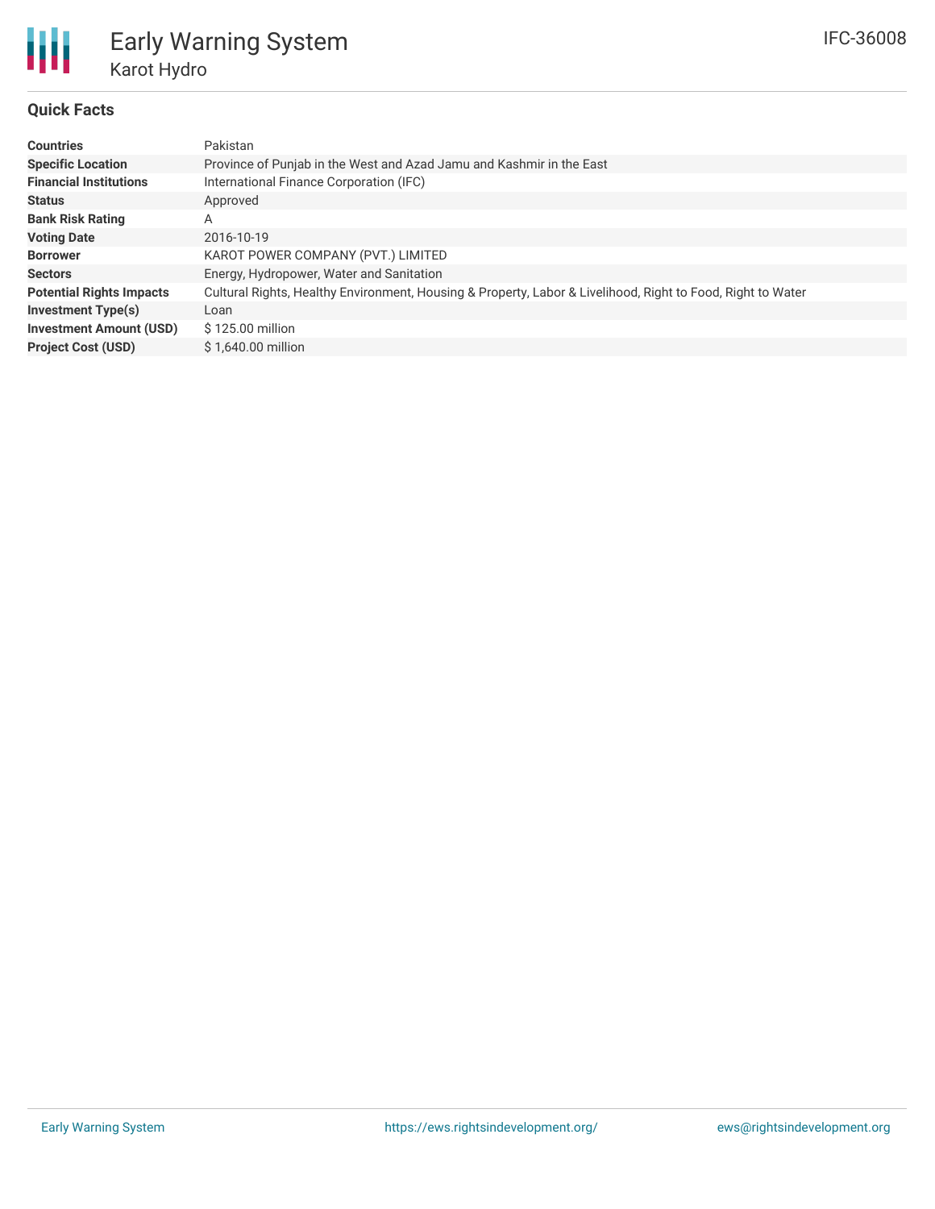# Early Warning System

## Karot Hydro

IFC-36008

### Quick Facts

| | |
|---|---|
| **Countries** | Pakistan |
| **Specific Location** | Province of Punjab in the West and Azad Jamu and Kashmir in the East |
| **Financial Institutions** | International Finance Corporation (IFC) |
| **Status** | Approved |
| **Bank Risk Rating** | A |
| **Voting Date** | 2016-10-19 |
| **Borrower** | KAROT POWER COMPANY (PVT.) LIMITED |
| **Sectors** | Energy, Hydropower, Water and Sanitation |
| **Potential Rights Impacts** | Cultural Rights, Healthy Environment, Housing & Property, Labor & Livelihood, Right to Food, Right to Water |
| **Investment Type(s)** | Loan |
| **Investment Amount (USD)** | $ 125.00 million |
| **Project Cost (USD)** | $ 1,640.00 million |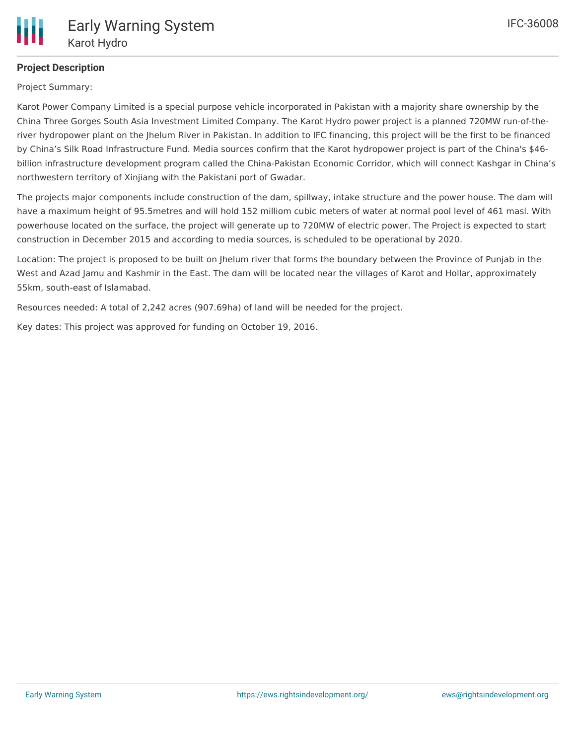## Project Description

Project Summary:

Karot Power Company Limited is a special purpose vehicle incorporated in Pakistan with a majority share ownership by the China Three Gorges South Asia Investment Limited Company. The Karot Hydro power project is a planned 720MW run-of-the-river hydropower plant on the Jhelum River in Pakistan. In addition to IFC financing, this project will be the first to be financed by China's Silk Road Infrastructure Fund. Media sources confirm that the Karot hydropower project is part of the China's $46-billion infrastructure development program called the China-Pakistan Economic Corridor, which will connect Kashgar in China's northwestern territory of Xinjiang with the Pakistani port of Gwadar.

The projects major components include construction of the dam, spillway, intake structure and the power house. The dam will have a maximum height of 95.5metres and will hold 152 milliom cubic meters of water at normal pool level of 461 masl. With powerhouse located on the surface, the project will generate up to 720MW of electric power. The Project is expected to start construction in December 2015 and according to media sources, is scheduled to be operational by 2020.

Location: The project is proposed to be built on Jhelum river that forms the boundary between the Province of Punjab in the West and Azad Jamu and Kashmir in the East. The dam will be located near the villages of Karot and Hollar, approximately 55km, south-east of Islamabad.

Resources needed: A total of 2,242 acres (907.69ha) of land will be needed for the project.

Key dates: This project was approved for funding on October 19, 2016.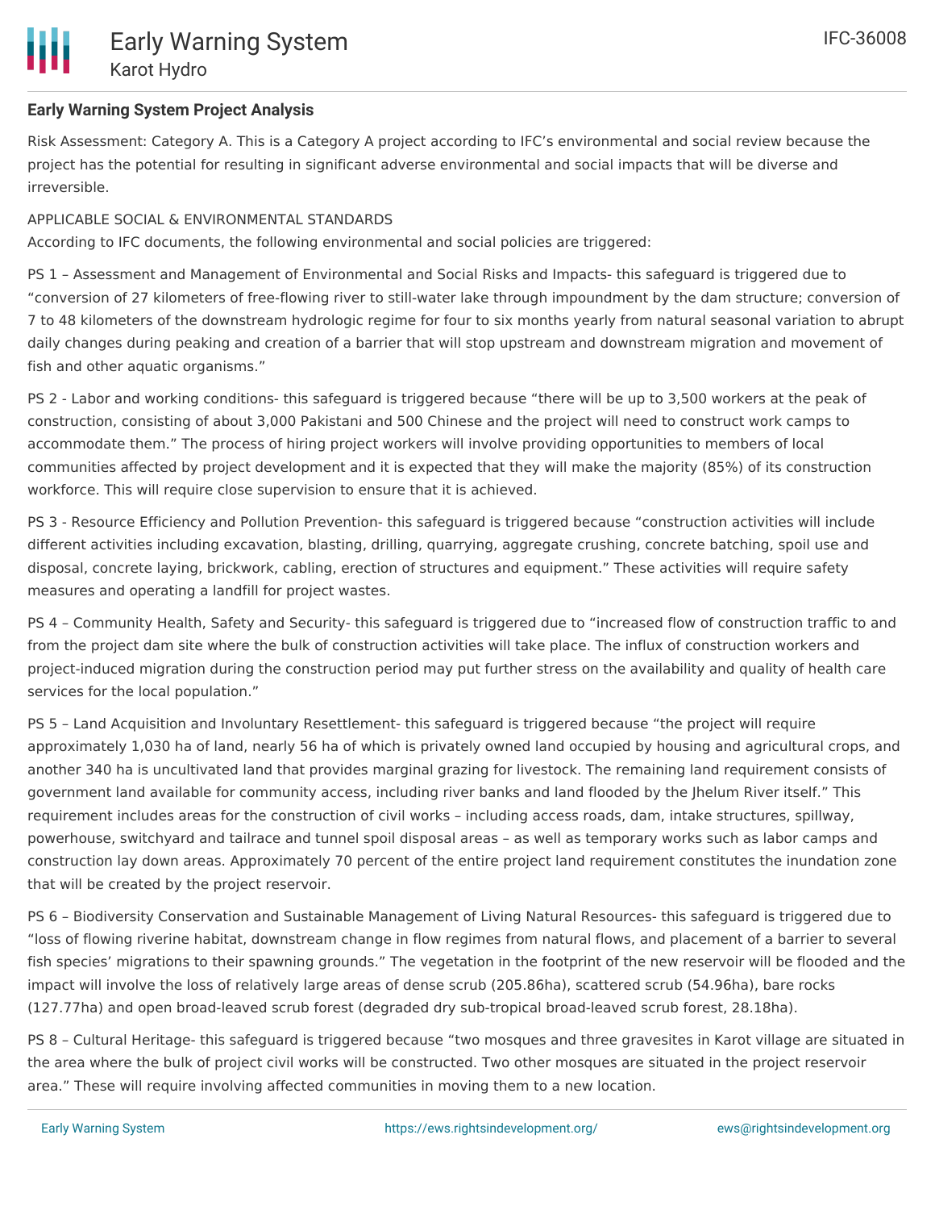**Early Warning System Project Analysis**

Risk Assessment: Category A. This is a Category A project according to IFC's environmental and social review because the project has the potential for resulting in significant adverse environmental and social impacts that will be diverse and irreversible.

APPLICABLE SOCIAL & ENVIRONMENTAL STANDARDS

According to IFC documents, the following environmental and social policies are triggered:

PS 1 – Assessment and Management of Environmental and Social Risks and Impacts- this safeguard is triggered due to "conversion of 27 kilometers of free-flowing river to still-water lake through impoundment by the dam structure; conversion of 7 to 48 kilometers of the downstream hydrologic regime for four to six months yearly from natural seasonal variation to abrupt daily changes during peaking and creation of a barrier that will stop upstream and downstream migration and movement of fish and other aquatic organisms."

PS 2 - Labor and working conditions- this safeguard is triggered because "there will be up to 3,500 workers at the peak of construction, consisting of about 3,000 Pakistani and 500 Chinese and the project will need to construct work camps to accommodate them." The process of hiring project workers will involve providing opportunities to members of local communities affected by project development and it is expected that they will make the majority (85%) of its construction workforce. This will require close supervision to ensure that it is achieved.

PS 3 - Resource Efficiency and Pollution Prevention- this safeguard is triggered because "construction activities will include different activities including excavation, blasting, drilling, quarrying, aggregate crushing, concrete batching, spoil use and disposal, concrete laying, brickwork, cabling, erection of structures and equipment." These activities will require safety measures and operating a landfill for project wastes.

PS 4 – Community Health, Safety and Security- this safeguard is triggered due to "increased flow of construction traffic to and from the project dam site where the bulk of construction activities will take place. The influx of construction workers and project-induced migration during the construction period may put further stress on the availability and quality of health care services for the local population."

PS 5 – Land Acquisition and Involuntary Resettlement- this safeguard is triggered because "the project will require approximately 1,030 ha of land, nearly 56 ha of which is privately owned land occupied by housing and agricultural crops, and another 340 ha is uncultivated land that provides marginal grazing for livestock. The remaining land requirement consists of government land available for community access, including river banks and land flooded by the Jhelum River itself." This requirement includes areas for the construction of civil works – including access roads, dam, intake structures, spillway, powerhouse, switchyard and tailrace and tunnel spoil disposal areas – as well as temporary works such as labor camps and construction lay down areas. Approximately 70 percent of the entire project land requirement constitutes the inundation zone that will be created by the project reservoir.

PS 6 – Biodiversity Conservation and Sustainable Management of Living Natural Resources- this safeguard is triggered due to "loss of flowing riverine habitat, downstream change in flow regimes from natural flows, and placement of a barrier to several fish species' migrations to their spawning grounds." The vegetation in the footprint of the new reservoir will be flooded and the impact will involve the loss of relatively large areas of dense scrub (205.86ha), scattered scrub (54.96ha), bare rocks (127.77ha) and open broad-leaved scrub forest (degraded dry sub-tropical broad-leaved scrub forest, 28.18ha).

PS 8 – Cultural Heritage- this safeguard is triggered because "two mosques and three gravesites in Karot village are situated in the area where the bulk of project civil works will be constructed. Two other mosques are situated in the project reservoir area." These will require involving affected communities in moving them to a new location.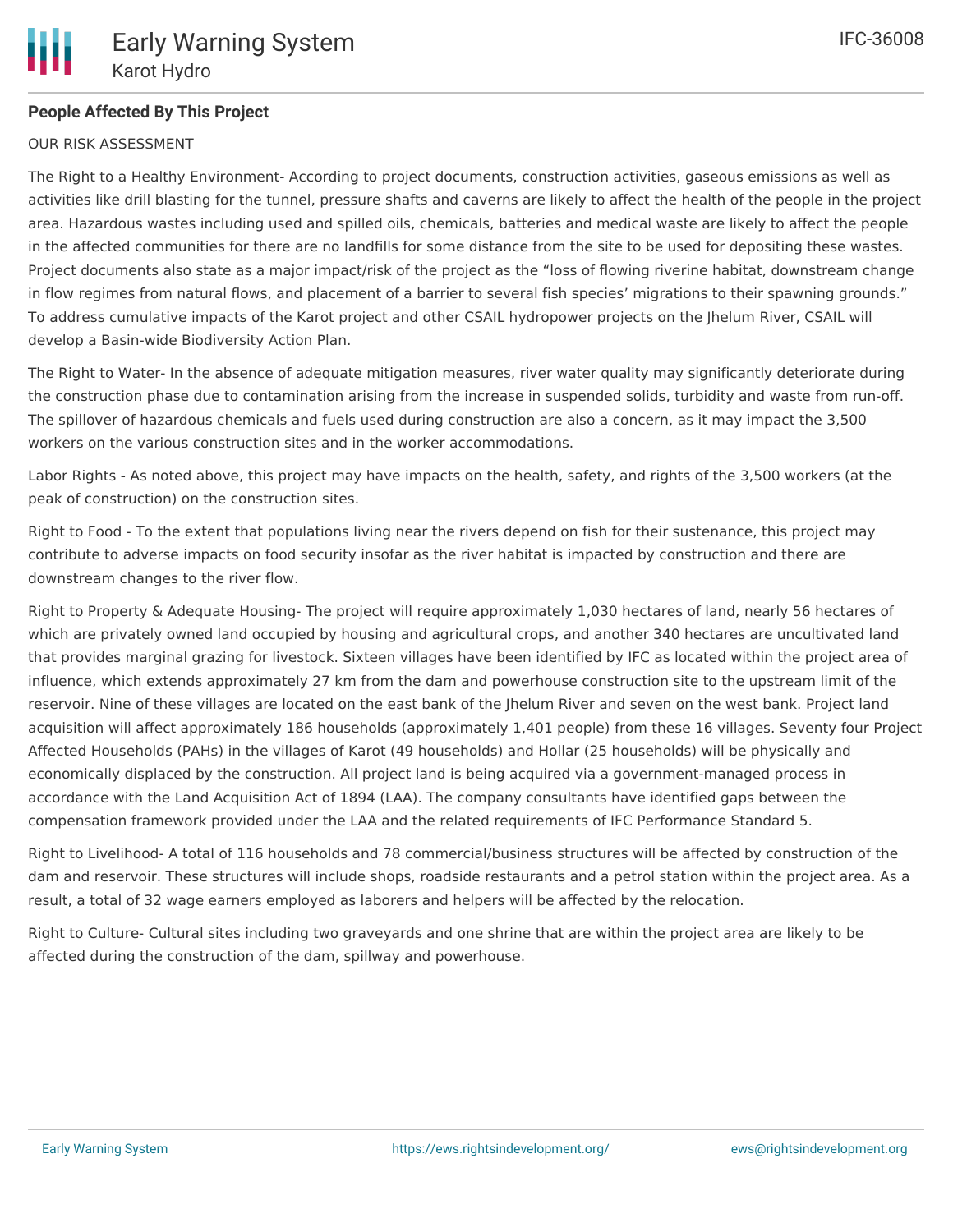**People Affected By This Project**

OUR RISK ASSESSMENT

The Right to a Healthy Environment- According to project documents, construction activities, gaseous emissions as well as activities like drill blasting for the tunnel, pressure shafts and caverns are likely to affect the health of the people in the project area. Hazardous wastes including used and spilled oils, chemicals, batteries and medical waste are likely to affect the people in the affected communities for there are no landfills for some distance from the site to be used for depositing these wastes. Project documents also state as a major impact/risk of the project as the "loss of flowing riverine habitat, downstream change in flow regimes from natural flows, and placement of a barrier to several fish species' migrations to their spawning grounds." To address cumulative impacts of the Karot project and other CSAIL hydropower projects on the Jhelum River, CSAIL will develop a Basin-wide Biodiversity Action Plan.

The Right to Water- In the absence of adequate mitigation measures, river water quality may significantly deteriorate during the construction phase due to contamination arising from the increase in suspended solids, turbidity and waste from run-off. The spillover of hazardous chemicals and fuels used during construction are also a concern, as it may impact the 3,500 workers on the various construction sites and in the worker accommodations.

Labor Rights - As noted above, this project may have impacts on the health, safety, and rights of the 3,500 workers (at the peak of construction) on the construction sites.

Right to Food - To the extent that populations living near the rivers depend on fish for their sustenance, this project may contribute to adverse impacts on food security insofar as the river habitat is impacted by construction and there are downstream changes to the river flow.

Right to Property & Adequate Housing- The project will require approximately 1,030 hectares of land, nearly 56 hectares of which are privately owned land occupied by housing and agricultural crops, and another 340 hectares are uncultivated land that provides marginal grazing for livestock. Sixteen villages have been identified by IFC as located within the project area of influence, which extends approximately 27 km from the dam and powerhouse construction site to the upstream limit of the reservoir. Nine of these villages are located on the east bank of the Jhelum River and seven on the west bank. Project land acquisition will affect approximately 186 households (approximately 1,401 people) from these 16 villages. Seventy four Project Affected Households (PAHs) in the villages of Karot (49 households) and Hollar (25 households) will be physically and economically displaced by the construction. All project land is being acquired via a government-managed process in accordance with the Land Acquisition Act of 1894 (LAA). The company consultants have identified gaps between the compensation framework provided under the LAA and the related requirements of IFC Performance Standard 5.

Right to Livelihood- A total of 116 households and 78 commercial/business structures will be affected by construction of the dam and reservoir. These structures will include shops, roadside restaurants and a petrol station within the project area. As a result, a total of 32 wage earners employed as laborers and helpers will be affected by the relocation.

Right to Culture- Cultural sites including two graveyards and one shrine that are within the project area are likely to be affected during the construction of the dam, spillway and powerhouse.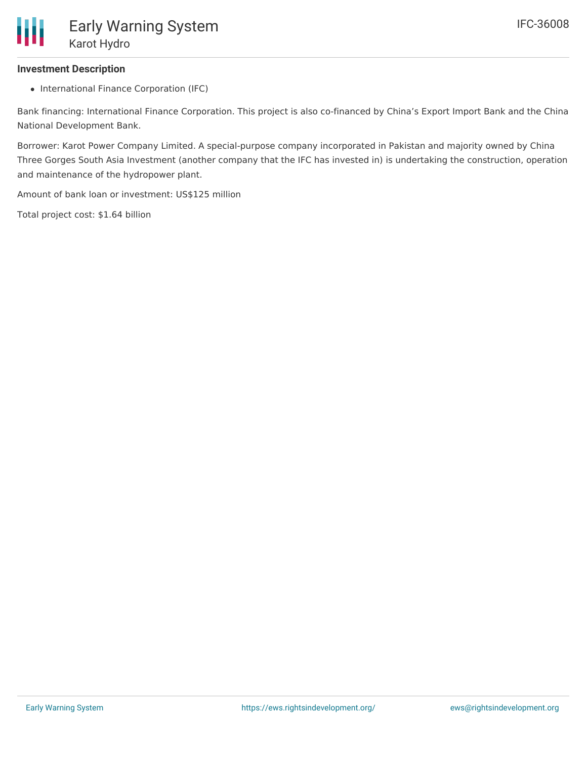### Investment Description

- International Finance Corporation (IFC)

Bank financing: International Finance Corporation. This project is also co-financed by China's Export Import Bank and the China National Development Bank.

Borrower: Karot Power Company Limited. A special-purpose company incorporated in Pakistan and majority owned by China Three Gorges South Asia Investment (another company that the IFC has invested in) is undertaking the construction, operation and maintenance of the hydropower plant.

Amount of bank loan or investment: US$125 million

Total project cost: $1.64 billion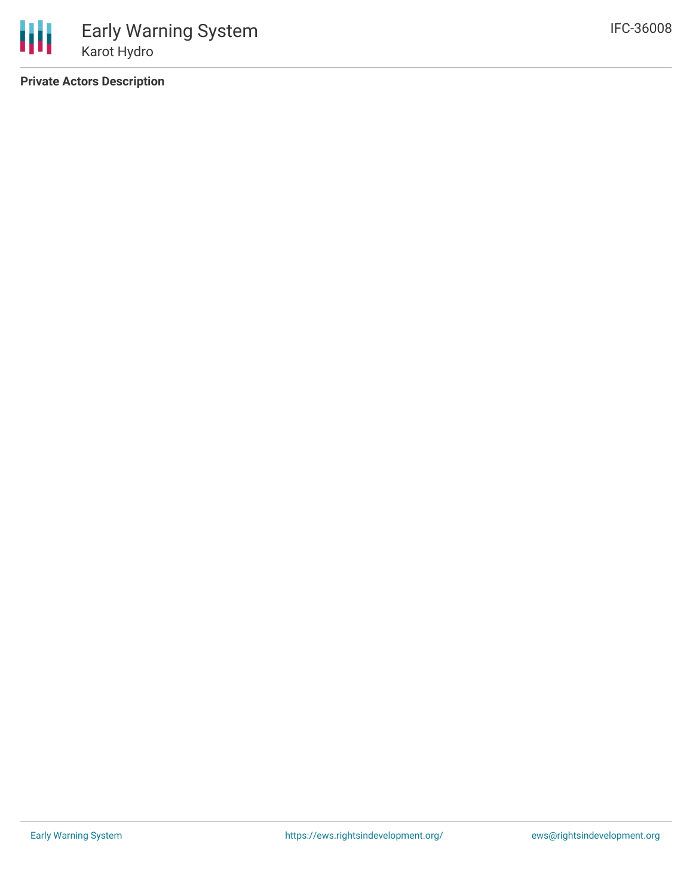**Private Actors Description**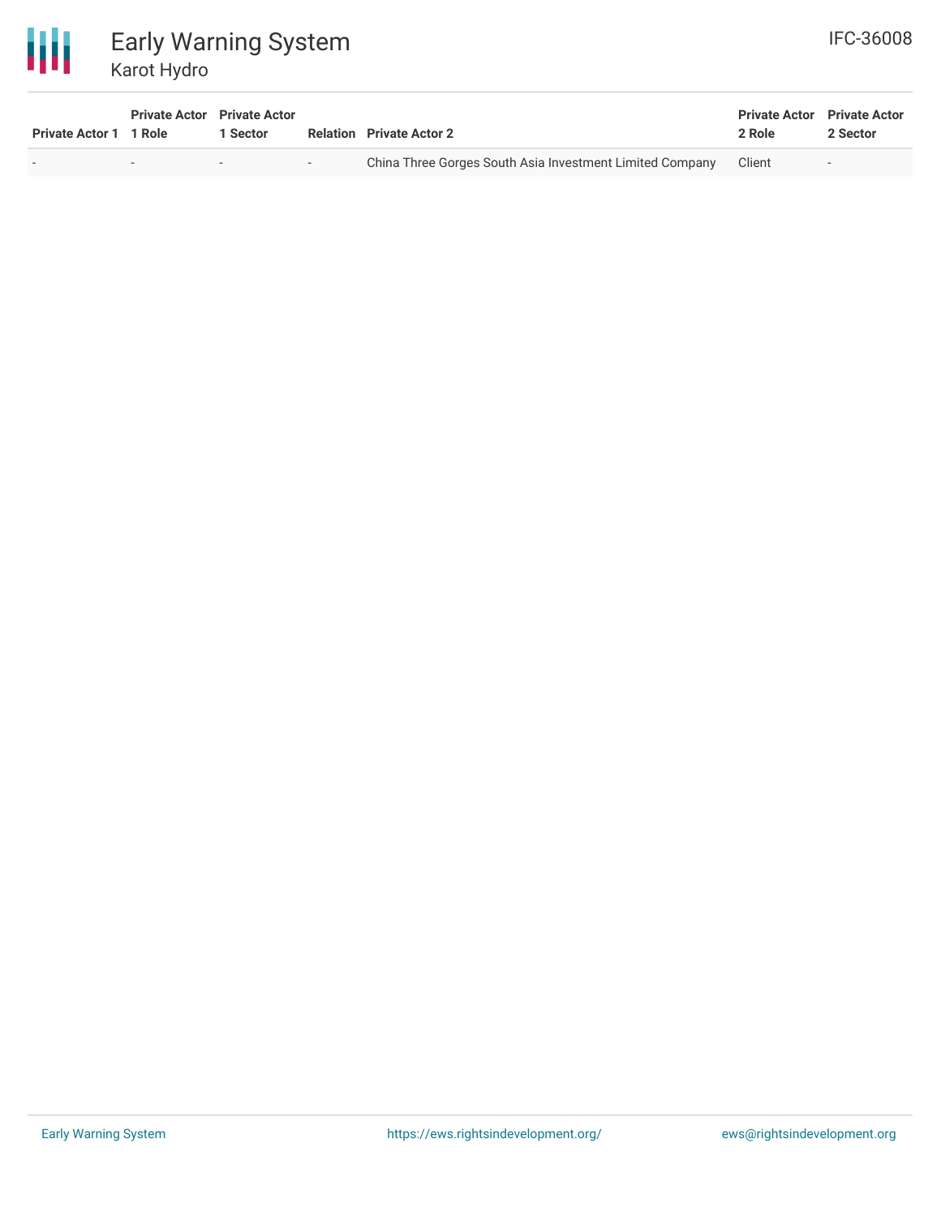| Private Actor 1 | Private Actor 1 Role | Private Actor 1 Sector | Relation | Private Actor 2 | Private Actor 2 Role | Private Actor 2 Sector |
|---|---|---|---|---|---|---|
| - | - | - | - | China Three Gorges South Asia Investment Limited Company | Client | - |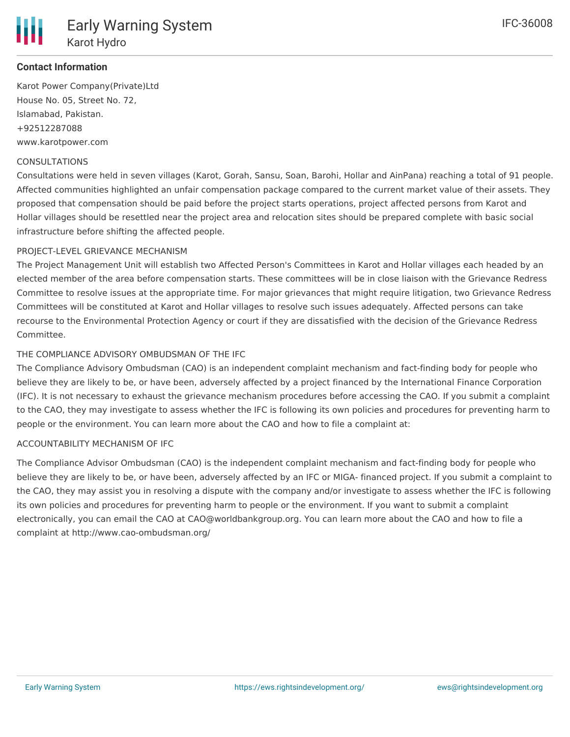## Contact Information

Karot Power Company(Private)Ltd
House No. 05, Street No. 72,
Islamabad, Pakistan.
+92512287088
www.karotpower.com

CONSULTATIONS

Consultations were held in seven villages (Karot, Gorah, Sansu, Soan, Barohi, Hollar and AinPana) reaching a total of 91 people. Affected communities highlighted an unfair compensation package compared to the current market value of their assets. They proposed that compensation should be paid before the project starts operations, project affected persons from Karot and Hollar villages should be resettled near the project area and relocation sites should be prepared complete with basic social infrastructure before shifting the affected people.

PROJECT-LEVEL GRIEVANCE MECHANISM

The Project Management Unit will establish two Affected Person's Committees in Karot and Hollar villages each headed by an elected member of the area before compensation starts. These committees will be in close liaison with the Grievance Redress Committee to resolve issues at the appropriate time. For major grievances that might require litigation, two Grievance Redress Committees will be constituted at Karot and Hollar villages to resolve such issues adequately. Affected persons can take recourse to the Environmental Protection Agency or court if they are dissatisfied with the decision of the Grievance Redress Committee.

THE COMPLIANCE ADVISORY OMBUDSMAN OF THE IFC

The Compliance Advisory Ombudsman (CAO) is an independent complaint mechanism and fact-finding body for people who believe they are likely to be, or have been, adversely affected by a project financed by the International Finance Corporation (IFC). It is not necessary to exhaust the grievance mechanism procedures before accessing the CAO. If you submit a complaint to the CAO, they may investigate to assess whether the IFC is following its own policies and procedures for preventing harm to people or the environment. You can learn more about the CAO and how to file a complaint at:

ACCOUNTABILITY MECHANISM OF IFC

The Compliance Advisor Ombudsman (CAO) is the independent complaint mechanism and fact-finding body for people who believe they are likely to be, or have been, adversely affected by an IFC or MIGA- financed project. If you submit a complaint to the CAO, they may assist you in resolving a dispute with the company and/or investigate to assess whether the IFC is following its own policies and procedures for preventing harm to people or the environment. If you want to submit a complaint electronically, you can email the CAO at CAO@worldbankgroup.org. You can learn more about the CAO and how to file a complaint at http://www.cao-ombudsman.org/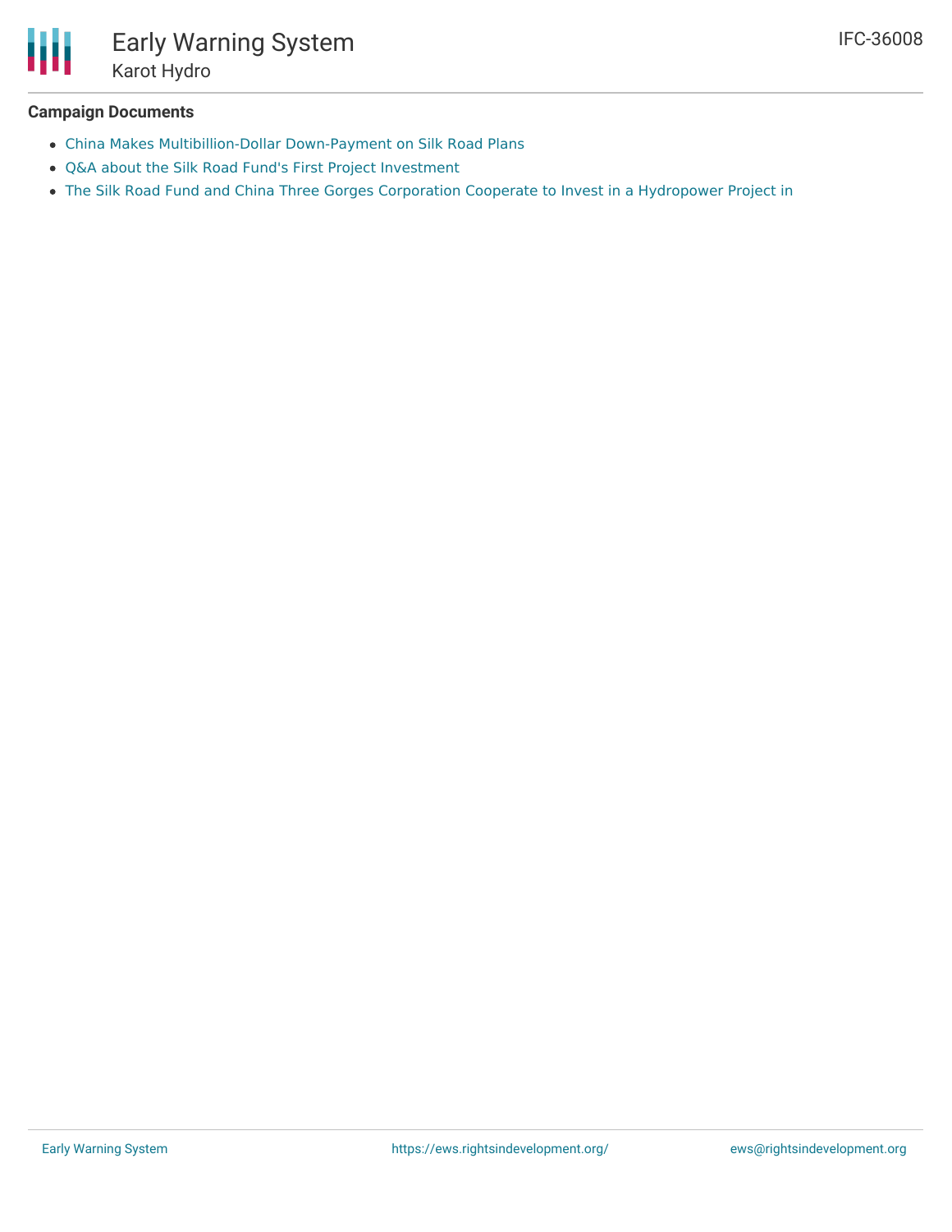**Campaign Documents**

- China Makes Multibillion-Dollar Down-Payment on Silk Road Plans
- Q&A about the Silk Road Fund's First Project Investment
- The Silk Road Fund and China Three Gorges Corporation Cooperate to Invest in a Hydropower Project in